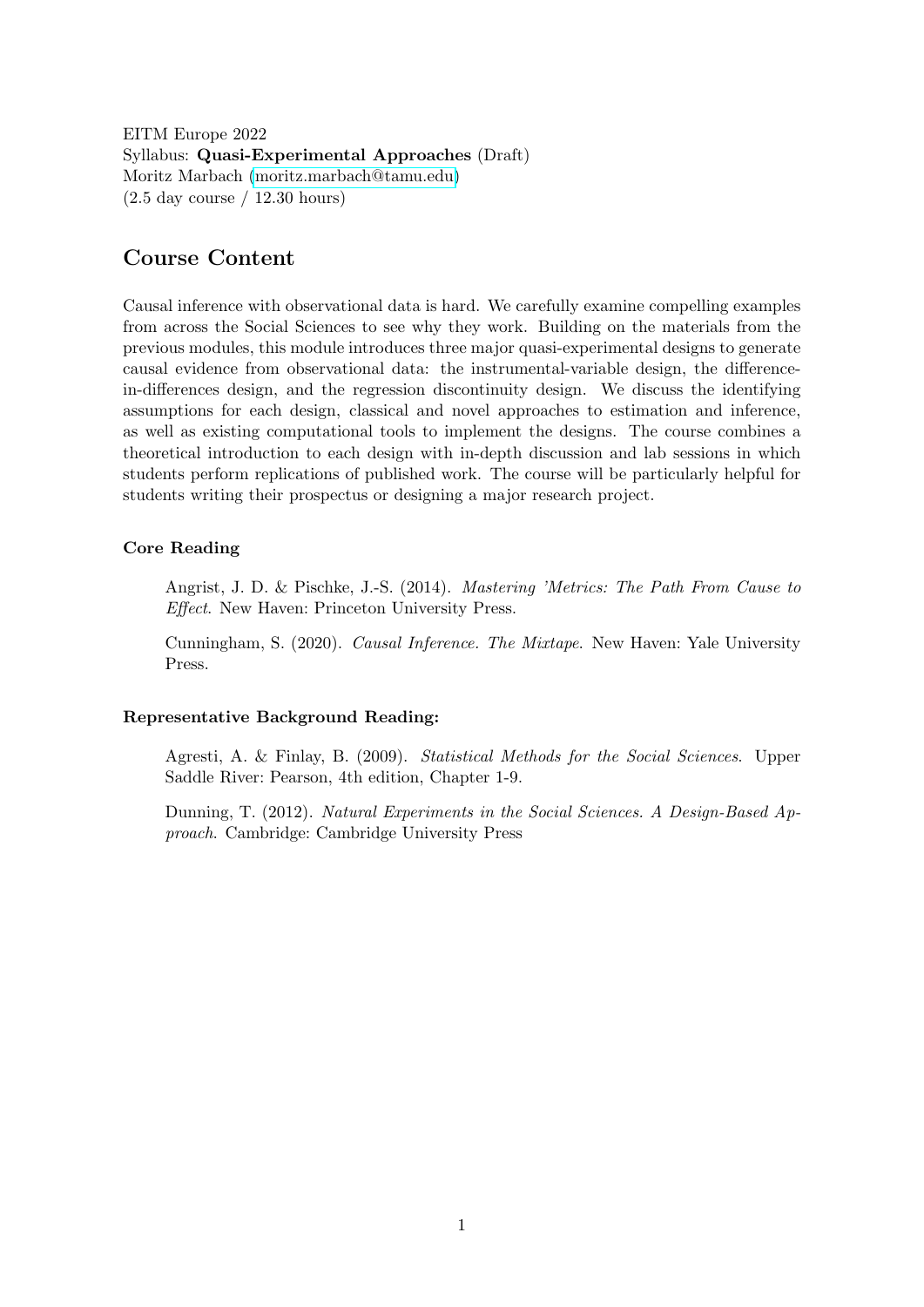EITM Europe 2022
Syllabus: **Quasi-Experimental Approaches** (Draft)
Moritz Marbach (moritz.marbach@tamu.edu)
(2.5 day course / 12.30 hours)

## Course Content

Causal inference with observational data is hard. We carefully examine compelling examples from across the Social Sciences to see why they work. Building on the materials from the previous modules, this module introduces three major quasi-experimental designs to generate causal evidence from observational data: the instrumental-variable design, the difference-in-differences design, and the regression discontinuity design. We discuss the identifying assumptions for each design, classical and novel approaches to estimation and inference, as well as existing computational tools to implement the designs. The course combines a theoretical introduction to each design with in-depth discussion and lab sessions in which students perform replications of published work. The course will be particularly helpful for students writing their prospectus or designing a major research project.

### Core Reading

Angrist, J. D. & Pischke, J.-S. (2014). *Mastering 'Metrics: The Path From Cause to Effect*. New Haven: Princeton University Press.

Cunningham, S. (2020). *Causal Inference. The Mixtape*. New Haven: Yale University Press.

### Representative Background Reading:

Agresti, A. & Finlay, B. (2009). *Statistical Methods for the Social Sciences*. Upper Saddle River: Pearson, 4th edition, Chapter 1-9.

Dunning, T. (2012). *Natural Experiments in the Social Sciences. A Design-Based Approach*. Cambridge: Cambridge University Press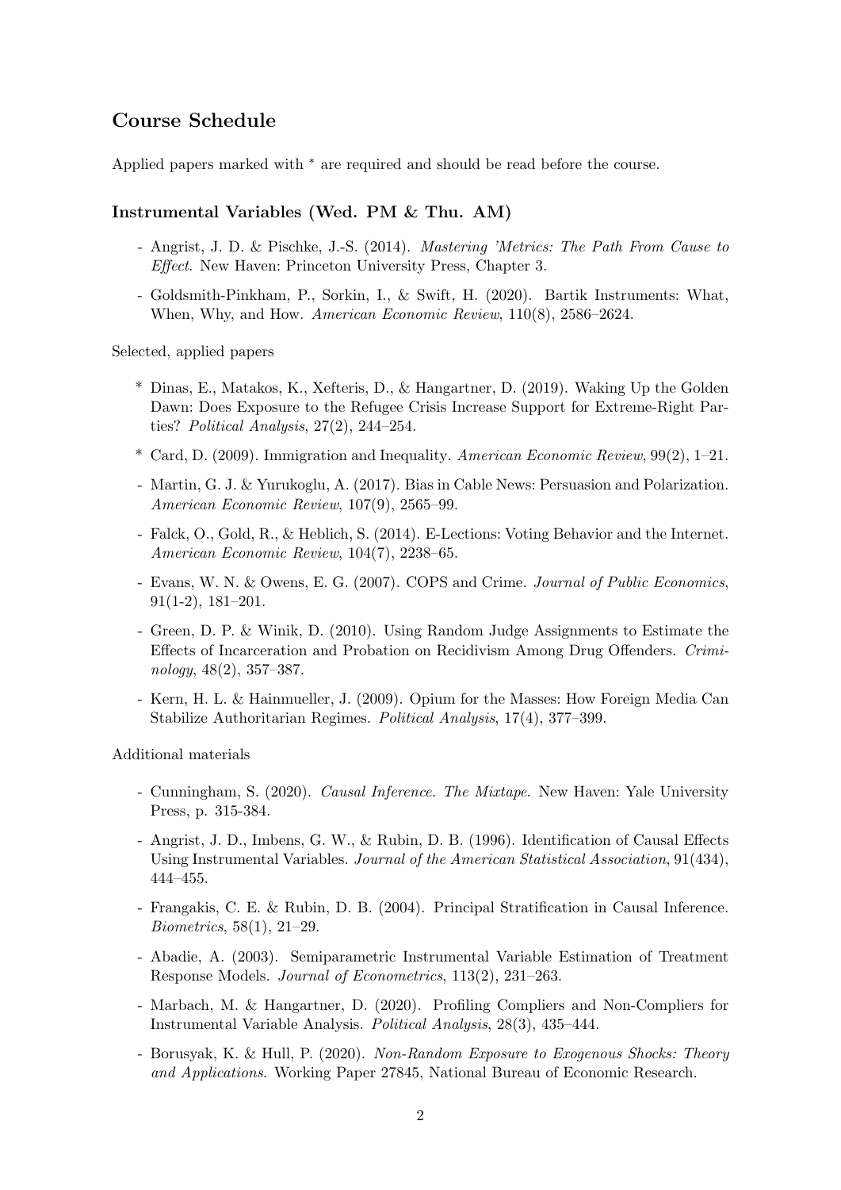## Course Schedule

Applied papers marked with * are required and should be read before the course.

### Instrumental Variables (Wed. PM & Thu. AM)

- Angrist, J. D. & Pischke, J.-S. (2014). *Mastering 'Metrics: The Path From Cause to Effect*. New Haven: Princeton University Press, Chapter 3.
- Goldsmith-Pinkham, P., Sorkin, I., & Swift, H. (2020). Bartik Instruments: What, When, Why, and How. *American Economic Review*, 110(8), 2586–2624.

Selected, applied papers

* Dinas, E., Matakos, K., Xefteris, D., & Hangartner, D. (2019). Waking Up the Golden Dawn: Does Exposure to the Refugee Crisis Increase Support for Extreme-Right Parties? *Political Analysis*, 27(2), 244–254.
* Card, D. (2009). Immigration and Inequality. *American Economic Review*, 99(2), 1–21.

- Martin, G. J. & Yurukoglu, A. (2017). Bias in Cable News: Persuasion and Polarization. *American Economic Review*, 107(9), 2565–99.
- Falck, O., Gold, R., & Heblich, S. (2014). E-Lections: Voting Behavior and the Internet. *American Economic Review*, 104(7), 2238–65.
- Evans, W. N. & Owens, E. G. (2007). COPS and Crime. *Journal of Public Economics*, 91(1-2), 181–201.
- Green, D. P. & Winik, D. (2010). Using Random Judge Assignments to Estimate the Effects of Incarceration and Probation on Recidivism Among Drug Offenders. *Criminology*, 48(2), 357–387.
- Kern, H. L. & Hainmueller, J. (2009). Opium for the Masses: How Foreign Media Can Stabilize Authoritarian Regimes. *Political Analysis*, 17(4), 377–399.

Additional materials

- Cunningham, S. (2020). *Causal Inference. The Mixtape*. New Haven: Yale University Press, p. 315-384.
- Angrist, J. D., Imbens, G. W., & Rubin, D. B. (1996). Identification of Causal Effects Using Instrumental Variables. *Journal of the American Statistical Association*, 91(434), 444–455.
- Frangakis, C. E. & Rubin, D. B. (2004). Principal Stratification in Causal Inference. *Biometrics*, 58(1), 21–29.
- Abadie, A. (2003). Semiparametric Instrumental Variable Estimation of Treatment Response Models. *Journal of Econometrics*, 113(2), 231–263.
- Marbach, M. & Hangartner, D. (2020). Profiling Compliers and Non-Compliers for Instrumental Variable Analysis. *Political Analysis*, 28(3), 435–444.
- Borusyak, K. & Hull, P. (2020). *Non-Random Exposure to Exogenous Shocks: Theory and Applications*. Working Paper 27845, National Bureau of Economic Research.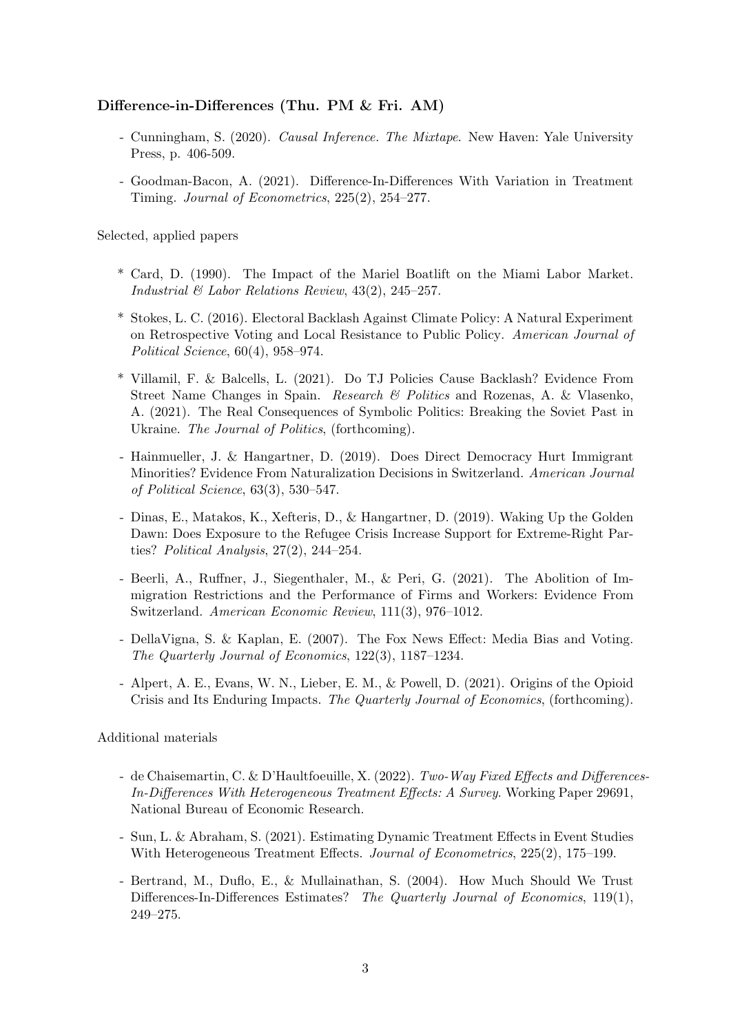### Difference-in-Differences (Thu. PM & Fri. AM)

- Cunningham, S. (2020). *Causal Inference. The Mixtape*. New Haven: Yale University Press, p. 406-509.
- Goodman-Bacon, A. (2021). Difference-In-Differences With Variation in Treatment Timing. *Journal of Econometrics*, 225(2), 254–277.

Selected, applied papers

* Card, D. (1990). The Impact of the Mariel Boatlift on the Miami Labor Market. *Industrial & Labor Relations Review*, 43(2), 245–257.
* Stokes, L. C. (2016). Electoral Backlash Against Climate Policy: A Natural Experiment on Retrospective Voting and Local Resistance to Public Policy. *American Journal of Political Science*, 60(4), 958–974.
* Villamil, F. & Balcells, L. (2021). Do TJ Policies Cause Backlash? Evidence From Street Name Changes in Spain. *Research & Politics* and Rozenas, A. & Vlasenko, A. (2021). The Real Consequences of Symbolic Politics: Breaking the Soviet Past in Ukraine. *The Journal of Politics*, (forthcoming).

- Hainmueller, J. & Hangartner, D. (2019). Does Direct Democracy Hurt Immigrant Minorities? Evidence From Naturalization Decisions in Switzerland. *American Journal of Political Science*, 63(3), 530–547.
- Dinas, E., Matakos, K., Xefteris, D., & Hangartner, D. (2019). Waking Up the Golden Dawn: Does Exposure to the Refugee Crisis Increase Support for Extreme-Right Parties? *Political Analysis*, 27(2), 244–254.
- Beerli, A., Ruffner, J., Siegenthaler, M., & Peri, G. (2021). The Abolition of Immigration Restrictions and the Performance of Firms and Workers: Evidence From Switzerland. *American Economic Review*, 111(3), 976–1012.
- DellaVigna, S. & Kaplan, E. (2007). The Fox News Effect: Media Bias and Voting. *The Quarterly Journal of Economics*, 122(3), 1187–1234.
- Alpert, A. E., Evans, W. N., Lieber, E. M., & Powell, D. (2021). Origins of the Opioid Crisis and Its Enduring Impacts. *The Quarterly Journal of Economics*, (forthcoming).

Additional materials

- de Chaisemartin, C. & D'Haultfoeuille, X. (2022). *Two-Way Fixed Effects and Differences-In-Differences With Heterogeneous Treatment Effects: A Survey*. Working Paper 29691, National Bureau of Economic Research.
- Sun, L. & Abraham, S. (2021). Estimating Dynamic Treatment Effects in Event Studies With Heterogeneous Treatment Effects. *Journal of Econometrics*, 225(2), 175–199.
- Bertrand, M., Duflo, E., & Mullainathan, S. (2004). How Much Should We Trust Differences-In-Differences Estimates? *The Quarterly Journal of Economics*, 119(1), 249–275.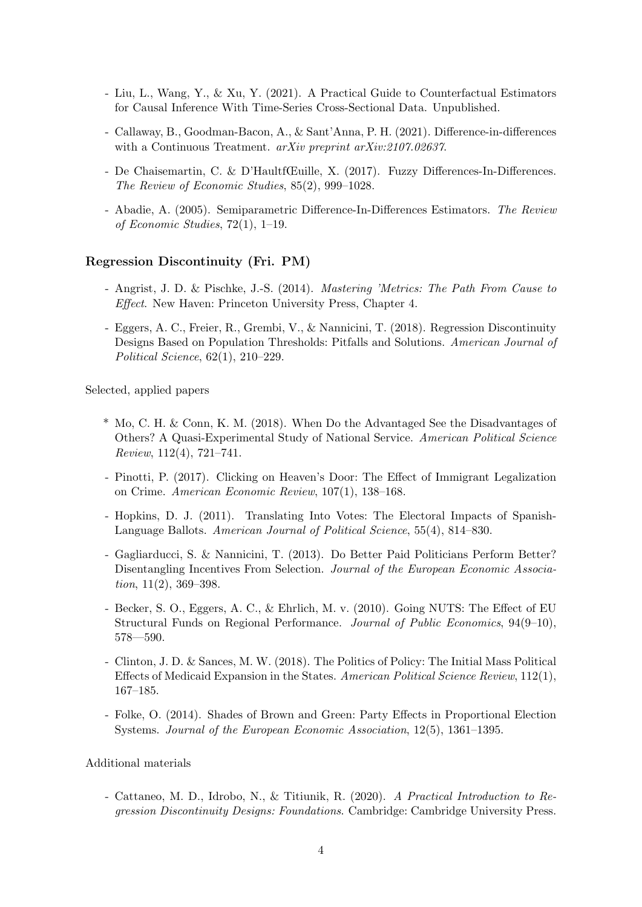- Liu, L., Wang, Y., & Xu, Y. (2021). A Practical Guide to Counterfactual Estimators for Causal Inference With Time-Series Cross-Sectional Data. Unpublished.
- Callaway, B., Goodman-Bacon, A., & Sant'Anna, P. H. (2021). Difference-in-differences with a Continuous Treatment. *arXiv preprint arXiv:2107.02637*.
- De Chaisemartin, C. & D'HaultfŒuille, X. (2017). Fuzzy Differences-In-Differences. *The Review of Economic Studies*, 85(2), 999–1028.
- Abadie, A. (2005). Semiparametric Difference-In-Differences Estimators. *The Review of Economic Studies*, 72(1), 1–19.

### Regression Discontinuity (Fri. PM)

- Angrist, J. D. & Pischke, J.-S. (2014). *Mastering 'Metrics: The Path From Cause to Effect*. New Haven: Princeton University Press, Chapter 4.
- Eggers, A. C., Freier, R., Grembi, V., & Nannicini, T. (2018). Regression Discontinuity Designs Based on Population Thresholds: Pitfalls and Solutions. *American Journal of Political Science*, 62(1), 210–229.

Selected, applied papers

* Mo, C. H. & Conn, K. M. (2018). When Do the Advantaged See the Disadvantages of Others? A Quasi-Experimental Study of National Service. *American Political Science Review*, 112(4), 721–741.
- Pinotti, P. (2017). Clicking on Heaven's Door: The Effect of Immigrant Legalization on Crime. *American Economic Review*, 107(1), 138–168.
- Hopkins, D. J. (2011). Translating Into Votes: The Electoral Impacts of Spanish-Language Ballots. *American Journal of Political Science*, 55(4), 814–830.
- Gagliarducci, S. & Nannicini, T. (2013). Do Better Paid Politicians Perform Better? Disentangling Incentives From Selection. *Journal of the European Economic Association*, 11(2), 369–398.
- Becker, S. O., Eggers, A. C., & Ehrlich, M. v. (2010). Going NUTS: The Effect of EU Structural Funds on Regional Performance. *Journal of Public Economics*, 94(9–10), 578—590.
- Clinton, J. D. & Sances, M. W. (2018). The Politics of Policy: The Initial Mass Political Effects of Medicaid Expansion in the States. *American Political Science Review*, 112(1), 167–185.
- Folke, O. (2014). Shades of Brown and Green: Party Effects in Proportional Election Systems. *Journal of the European Economic Association*, 12(5), 1361–1395.

Additional materials

- Cattaneo, M. D., Idrobo, N., & Titiunik, R. (2020). *A Practical Introduction to Regression Discontinuity Designs: Foundations*. Cambridge: Cambridge University Press.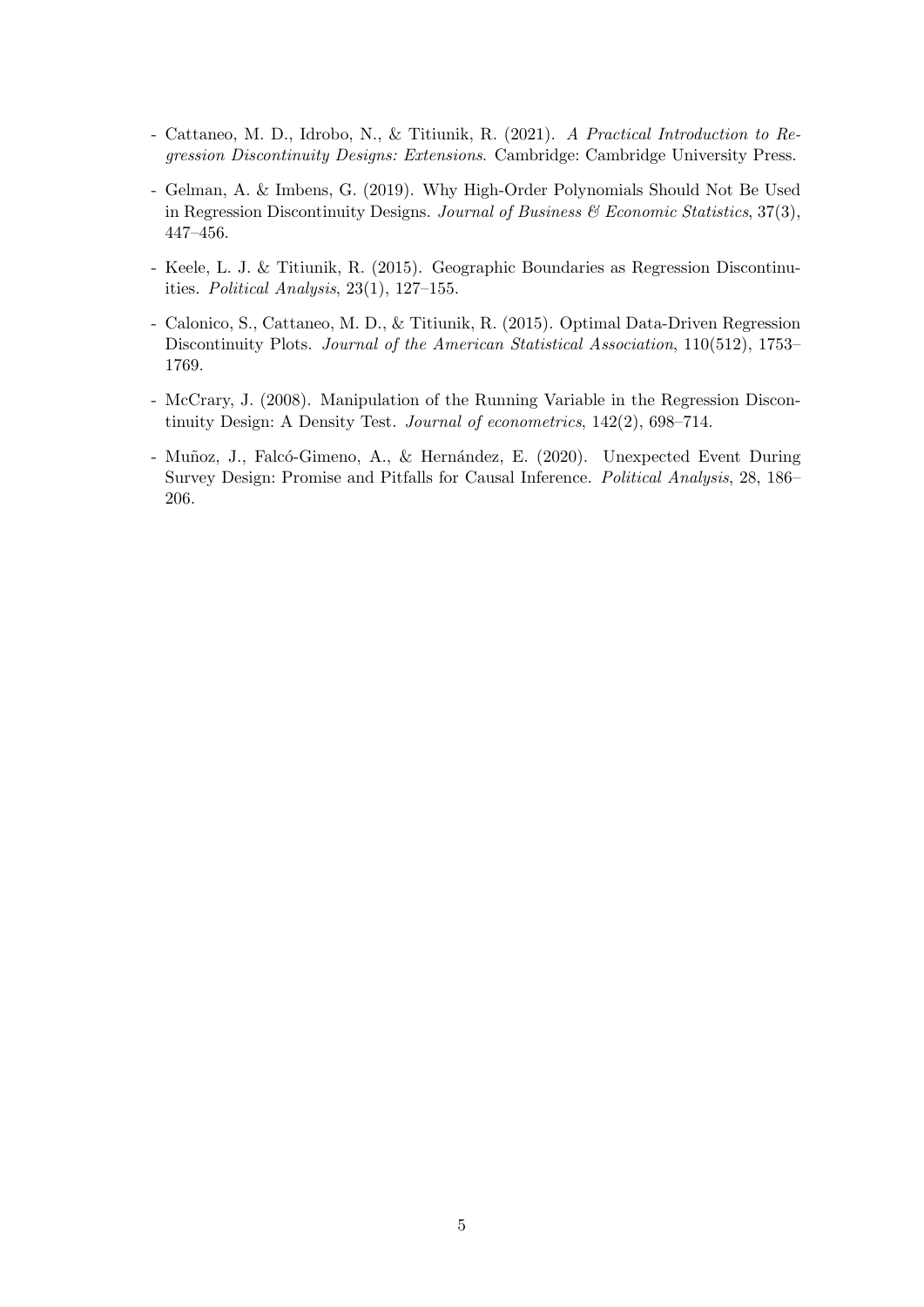- Cattaneo, M. D., Idrobo, N., & Titiunik, R. (2021). *A Practical Introduction to Regression Discontinuity Designs: Extensions*. Cambridge: Cambridge University Press.

- Gelman, A. & Imbens, G. (2019). Why High-Order Polynomials Should Not Be Used in Regression Discontinuity Designs. *Journal of Business & Economic Statistics*, 37(3), 447–456.

- Keele, L. J. & Titiunik, R. (2015). Geographic Boundaries as Regression Discontinuities. *Political Analysis*, 23(1), 127–155.

- Calonico, S., Cattaneo, M. D., & Titiunik, R. (2015). Optimal Data-Driven Regression Discontinuity Plots. *Journal of the American Statistical Association*, 110(512), 1753–1769.

- McCrary, J. (2008). Manipulation of the Running Variable in the Regression Discontinuity Design: A Density Test. *Journal of econometrics*, 142(2), 698–714.

- Muñoz, J., Falcó-Gimeno, A., & Hernández, E. (2020). Unexpected Event During Survey Design: Promise and Pitfalls for Causal Inference. *Political Analysis*, 28, 186–206.